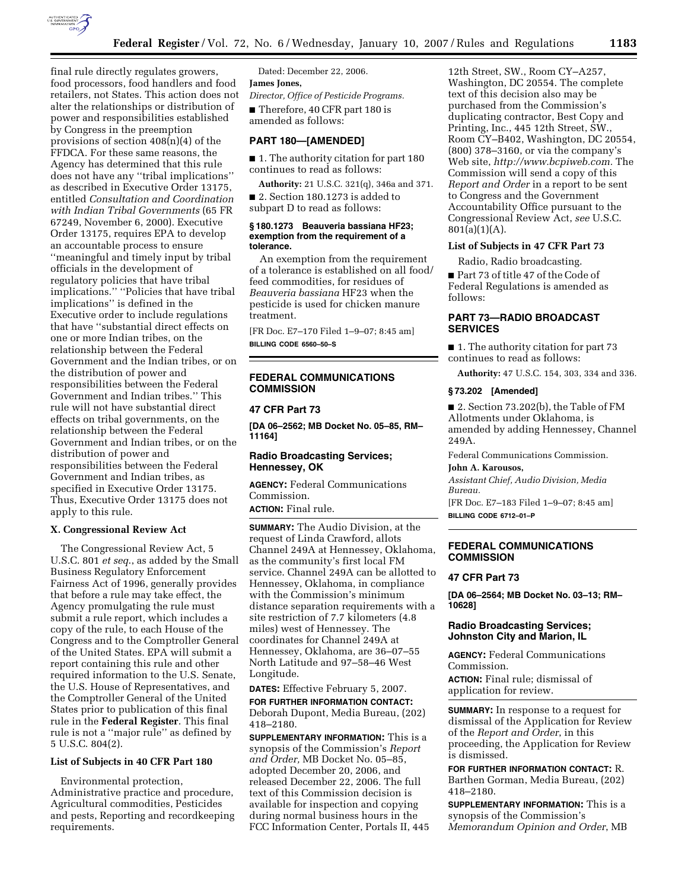final rule directly regulates growers, food processors, food handlers and food retailers, not States. This action does not alter the relationships or distribution of power and responsibilities established by Congress in the preemption provisions of section 408(n)(4) of the FFDCA. For these same reasons, the Agency has determined that this rule does not have any ''tribal implications'' as described in Executive Order 13175, entitled *Consultation and Coordination with Indian Tribal Governments* (65 FR 67249, November 6, 2000). Executive Order 13175, requires EPA to develop an accountable process to ensure ''meaningful and timely input by tribal officials in the development of regulatory policies that have tribal implications.'' ''Policies that have tribal implications'' is defined in the Executive order to include regulations that have ''substantial direct effects on one or more Indian tribes, on the relationship between the Federal Government and the Indian tribes, or on the distribution of power and responsibilities between the Federal Government and Indian tribes.'' This rule will not have substantial direct effects on tribal governments, on the relationship between the Federal Government and Indian tribes, or on the distribution of power and responsibilities between the Federal Government and Indian tribes, as specified in Executive Order 13175. Thus, Executive Order 13175 does not apply to this rule.

### X. Congressional Review Act

The Congressional Review Act, 5 U.S.C. 801 *et seq.*, as added by the Small Business Regulatory Enforcement Fairness Act of 1996, generally provides that before a rule may take effect, the Agency promulgating the rule must submit a rule report, which includes a copy of the rule, to each House of the Congress and to the Comptroller General of the United States. EPA will submit a report containing this rule and other required information to the U.S. Senate, the U.S. House of Representatives, and the Comptroller General of the United States prior to publication of this final rule in the **Federal Register**. This final rule is not a ''major rule'' as defined by 5 U.S.C. 804(2).

### List of Subjects in 40 CFR Part 180

Environmental protection, Administrative practice and procedure, Agricultural commodities, Pesticides and pests, Reporting and recordkeeping requirements.

Dated: December 22, 2006.

**James Jones,**

*Director, Office of Pesticide Programs.*

■ Therefore, 40 CFR part 180 is amended as follows:

## PART 180—[AMENDED]

■ 1. The authority citation for part 180 continues to read as follows:

**Authority:** 21 U.S.C. 321(q), 346a and 371.

■ 2. Section 180.1273 is added to subpart D to read as follows:

#### § 180.1273 Beauveria bassiana HF23; exemption from the requirement of a tolerance.

An exemption from the requirement of a tolerance is established on all food/feed commodities, for residues of *Beauveria bassiana* HF23 when the pesticide is used for chicken manure treatment.

[FR Doc. E7–170 Filed 1–9–07; 8:45 am]

**BILLING CODE 6560–50–S**

---

## FEDERAL COMMUNICATIONS COMMISSION

### 47 CFR Part 73

**[DA 06–2562; MB Docket No. 05–85, RM–11164]**

### Radio Broadcasting Services; Hennessey, OK

**AGENCY:** Federal Communications Commission.

**ACTION:** Final rule.

**SUMMARY:** The Audio Division, at the request of Linda Crawford, allots Channel 249A at Hennessey, Oklahoma, as the community's first local FM service. Channel 249A can be allotted to Hennessey, Oklahoma, in compliance with the Commission's minimum distance separation requirements with a site restriction of 7.7 kilometers (4.8 miles) west of Hennessey. The coordinates for Channel 249A at Hennessey, Oklahoma, are 36–07–55 North Latitude and 97–58–46 West Longitude.

**DATES:** Effective February 5, 2007.

**FOR FURTHER INFORMATION CONTACT:** Deborah Dupont, Media Bureau, (202) 418–2180.

**SUPPLEMENTARY INFORMATION:** This is a synopsis of the Commission's *Report and Order,* MB Docket No. 05–85, adopted December 20, 2006, and released December 22, 2006. The full text of this Commission decision is available for inspection and copying during normal business hours in the FCC Information Center, Portals II, 445 12th Street, SW., Room CY–A257, Washington, DC 20554. The complete text of this decision also may be purchased from the Commission's duplicating contractor, Best Copy and Printing, Inc., 445 12th Street, SW., Room CY–B402, Washington, DC 20554, (800) 378–3160, or via the company's Web site, *http://www.bcpiweb.com.* The Commission will send a copy of this *Report and Order* in a report to be sent to Congress and the Government Accountability Office pursuant to the Congressional Review Act, *see* U.S.C. 801(a)(1)(A).

### List of Subjects in 47 CFR Part 73

Radio, Radio broadcasting.

■ Part 73 of title 47 of the Code of Federal Regulations is amended as follows:

## PART 73—RADIO BROADCAST SERVICES

■ 1. The authority citation for part 73 continues to read as follows:

**Authority:** 47 U.S.C. 154, 303, 334 and 336.

#### § 73.202 [Amended]

■ 2. Section 73.202(b), the Table of FM Allotments under Oklahoma, is amended by adding Hennessey, Channel 249A.

Federal Communications Commission.

**John A. Karousos,**

*Assistant Chief, Audio Division, Media Bureau.*

[FR Doc. E7–183 Filed 1–9–07; 8:45 am]

**BILLING CODE 6712–01–P**

---

## FEDERAL COMMUNICATIONS COMMISSION

### 47 CFR Part 73

**[DA 06–2564; MB Docket No. 03–13; RM–10628]**

### Radio Broadcasting Services; Johnston City and Marion, IL

**AGENCY:** Federal Communications Commission.

**ACTION:** Final rule; dismissal of application for review.

**SUMMARY:** In response to a request for dismissal of the Application for Review of the *Report and Order*, in this proceeding, the Application for Review is dismissed.

**FOR FURTHER INFORMATION CONTACT:** R. Barthen Gorman, Media Bureau, (202) 418–2180.

**SUPPLEMENTARY INFORMATION:** This is a synopsis of the Commission's *Memorandum Opinion and Order*, MB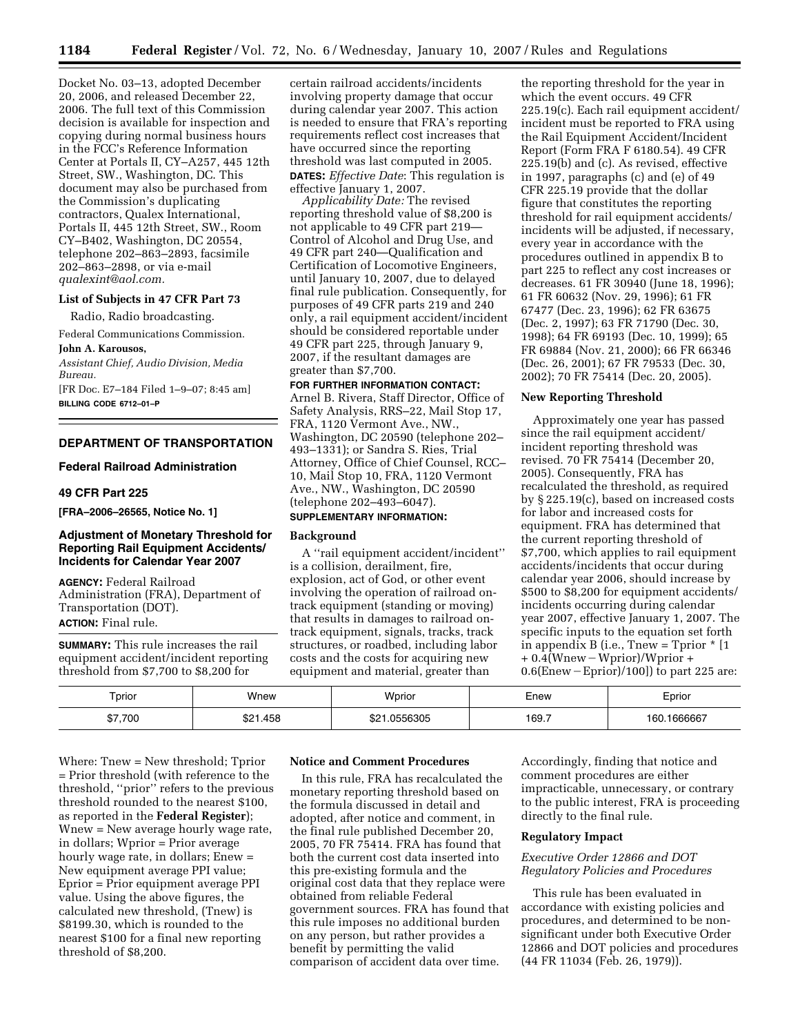Docket No. 03–13, adopted December 20, 2006, and released December 22, 2006. The full text of this Commission decision is available for inspection and copying during normal business hours in the FCC's Reference Information Center at Portals II, CY–A257, 445 12th Street, SW., Washington, DC. This document may also be purchased from the Commission's duplicating contractors, Qualex International, Portals II, 445 12th Street, SW., Room CY–B402, Washington, DC 20554, telephone 202–863–2893, facsimile 202–863–2898, or via e-mail *qualexint@aol.com*.

### List of Subjects in 47 CFR Part 73

Radio, Radio broadcasting.

Federal Communications Commission.

**John A. Karousos,**

*Assistant Chief, Audio Division, Media Bureau.*

[FR Doc. E7–184 Filed 1–9–07; 8:45 am]

**BILLING CODE 6712–01–P**

## DEPARTMENT OF TRANSPORTATION

### Federal Railroad Administration

### 49 CFR Part 225

**[FRA–2006–26565, Notice No. 1]**

## Adjustment of Monetary Threshold for Reporting Rail Equipment Accidents/Incidents for Calendar Year 2007

**AGENCY:** Federal Railroad Administration (FRA), Department of Transportation (DOT).

**ACTION:** Final rule.

**SUMMARY:** This rule increases the rail equipment accident/incident reporting threshold from $7,700 to $8,200 for certain railroad accidents/incidents involving property damage that occur during calendar year 2007. This action is needed to ensure that FRA's reporting requirements reflect cost increases that have occurred since the reporting threshold was last computed in 2005.

**DATES:** *Effective Date*: This regulation is effective January 1, 2007.

*Applicability Date:* The revised reporting threshold value of $8,200 is not applicable to 49 CFR part 219—Control of Alcohol and Drug Use, and 49 CFR part 240—Qualification and Certification of Locomotive Engineers, until January 10, 2007, due to delayed final rule publication. Consequently, for purposes of 49 CFR parts 219 and 240 only, a rail equipment accident/incident should be considered reportable under 49 CFR part 225, through January 9, 2007, if the resultant damages are greater than $7,700.

**FOR FURTHER INFORMATION CONTACT:** Arnel B. Rivera, Staff Director, Office of Safety Analysis, RRS–22, Mail Stop 17, FRA, 1120 Vermont Ave., NW., Washington, DC 20590 (telephone 202–493–1331); or Sandra S. Ries, Trial Attorney, Office of Chief Counsel, RCC–10, Mail Stop 10, FRA, 1120 Vermont Ave., NW., Washington, DC 20590 (telephone 202–493–6047).

**SUPPLEMENTARY INFORMATION:**

### Background

A "rail equipment accident/incident" is a collision, derailment, fire, explosion, act of God, or other event involving the operation of railroad on-track equipment (standing or moving) that results in damages to railroad on-track equipment, signals, tracks, track structures, or roadbed, including labor costs and the costs for acquiring new equipment and material, greater than the reporting threshold for the year in which the event occurs. 49 CFR 225.19(c). Each rail equipment accident/incident must be reported to FRA using the Rail Equipment Accident/Incident Report (Form FRA F 6180.54). 49 CFR 225.19(b) and (c). As revised, effective in 1997, paragraphs (c) and (e) of 49 CFR 225.19 provide that the dollar figure that constitutes the reporting threshold for rail equipment accidents/incidents will be adjusted, if necessary, every year in accordance with the procedures outlined in appendix B to part 225 to reflect any cost increases or decreases. 61 FR 30940 (June 18, 1996); 61 FR 60632 (Nov. 29, 1996); 61 FR 67477 (Dec. 23, 1996); 62 FR 63675 (Dec. 2, 1997); 63 FR 71790 (Dec. 30, 1998); 64 FR 69193 (Dec. 10, 1999); 65 FR 69884 (Nov. 21, 2000); 66 FR 66346 (Dec. 26, 2001); 67 FR 79533 (Dec. 30, 2002); 70 FR 75414 (Dec. 20, 2005).

### New Reporting Threshold

Approximately one year has passed since the rail equipment accident/incident reporting threshold was revised. 70 FR 75414 (December 20, 2005). Consequently, FRA has recalculated the threshold, as required by § 225.19(c), based on increased costs for labor and increased costs for equipment. FRA has determined that the current reporting threshold of $7,700, which applies to rail equipment accidents/incidents that occur during calendar year 2006, should increase by $500 to $8,200 for equipment accidents/incidents occurring during calendar year 2007, effective January 1, 2007. The specific inputs to the equation set forth in appendix B (i.e., $Tnew = Tprior * [1 + 0.4(Wnew - Wprior)/Wprior + 0.6(Enew - Eprior)/100]$) to part 225 are:

| Tprior | Wnew | Wprior | Enew | Eprior |
|---|---|---|---|---|
| $7,700 | $21.458 | $21.0556305 | 169.7 | 160.1666667 |

Where: Tnew = New threshold; Tprior = Prior threshold (with reference to the threshold, "prior" refers to the previous threshold rounded to the nearest $100, as reported in the **Federal Register**); Wnew = New average hourly wage rate, in dollars; Wprior = Prior average hourly wage rate, in dollars; Enew = New equipment average PPI value; Eprior = Prior equipment average PPI value. Using the above figures, the calculated new threshold, (Tnew) is $8199.30, which is rounded to the nearest $100 for a final new reporting threshold of $8,200.

### Notice and Comment Procedures

In this rule, FRA has recalculated the monetary reporting threshold based on the formula discussed in detail and adopted, after notice and comment, in the final rule published December 20, 2005, 70 FR 75414. FRA has found that both the current cost data inserted into this pre-existing formula and the original cost data that they replace were obtained from reliable Federal government sources. FRA has found that this rule imposes no additional burden on any person, but rather provides a benefit by permitting the valid comparison of accident data over time. Accordingly, finding that notice and comment procedures are either impracticable, unnecessary, or contrary to the public interest, FRA is proceeding directly to the final rule.

### Regulatory Impact

*Executive Order 12866 and DOT Regulatory Policies and Procedures*

This rule has been evaluated in accordance with existing policies and procedures, and determined to be non-significant under both Executive Order 12866 and DOT policies and procedures (44 FR 11034 (Feb. 26, 1979)).